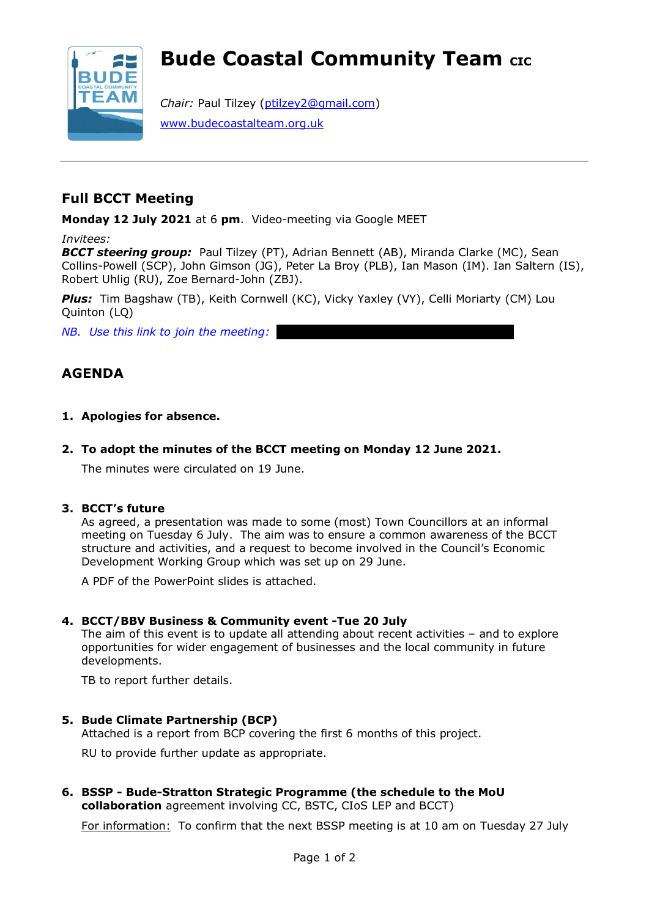# Bude Coastal Community Team CIC

*Chair:* Paul Tilzey (ptilzey2@gmail.com)

www.budecoastalteam.org.uk

---

## Full BCCT Meeting

**Monday 12 July 2021** at 6 **pm**. Video-meeting via Google MEET

*Invitees:*

***BCCT steering group:*** Paul Tilzey (PT), Adrian Bennett (AB), Miranda Clarke (MC), Sean Collins-Powell (SCP), John Gimson (JG), Peter La Broy (PLB), Ian Mason (IM). Ian Saltern (IS), Robert Uhlig (RU), Zoe Bernard-John (ZBJ).

***Plus:*** Tim Bagshaw (TB), Keith Cornwell (KC), Vicky Yaxley (VY), Celli Moriarty (CM) Lou Quinton (LQ)

*NB. Use this link to join the meeting:*

## AGENDA

1. **Apologies for absence.**

2. **To adopt the minutes of the BCCT meeting on Monday 12 June 2021.**

   The minutes were circulated on 19 June.

3. **BCCT's future**

   As agreed, a presentation was made to some (most) Town Councillors at an informal meeting on Tuesday 6 July. The aim was to ensure a common awareness of the BCCT structure and activities, and a request to become involved in the Council's Economic Development Working Group which was set up on 29 June.

   A PDF of the PowerPoint slides is attached.

4. **BCCT/BBV Business & Community event -Tue 20 July**

   The aim of this event is to update all attending about recent activities – and to explore opportunities for wider engagement of businesses and the local community in future developments.

   TB to report further details.

5. **Bude Climate Partnership (BCP)**

   Attached is a report from BCP covering the first 6 months of this project.

   RU to provide further update as appropriate.

6. **BSSP - Bude-Stratton Strategic Programme (the schedule to the MoU collaboration** agreement involving CC, BSTC, CIoS LEP and BCCT)

   For information: To confirm that the next BSSP meeting is at 10 am on Tuesday 27 July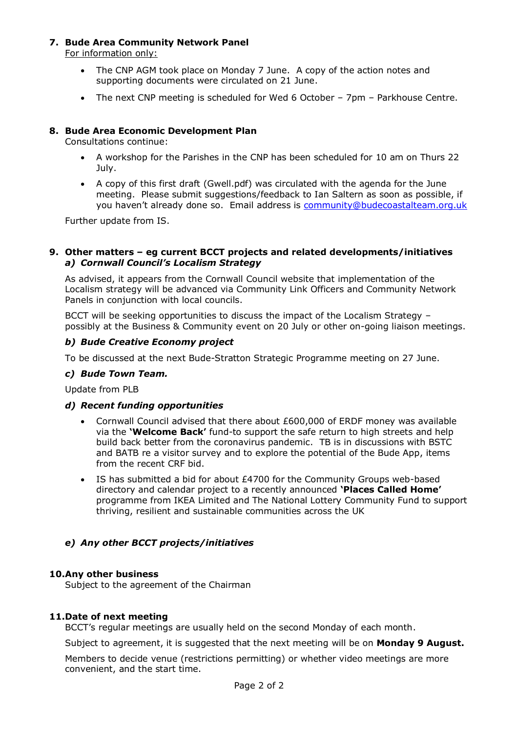## 7. Bude Area Community Network Panel

For information only:

- The CNP AGM took place on Monday 7 June. A copy of the action notes and supporting documents were circulated on 21 June.
- The next CNP meeting is scheduled for Wed 6 October – 7pm – Parkhouse Centre.

## 8. Bude Area Economic Development Plan

Consultations continue:

- A workshop for the Parishes in the CNP has been scheduled for 10 am on Thurs 22 July.
- A copy of this first draft (Gwell.pdf) was circulated with the agenda for the June meeting. Please submit suggestions/feedback to Ian Saltern as soon as possible, if you haven't already done so. Email address is community@budecoastalteam.org.uk

Further update from IS.

## 9. Other matters – eg current BCCT projects and related developments/initiatives

### *a) Cornwall Council's Localism Strategy*

As advised, it appears from the Cornwall Council website that implementation of the Localism strategy will be advanced via Community Link Officers and Community Network Panels in conjunction with local councils.

BCCT will be seeking opportunities to discuss the impact of the Localism Strategy – possibly at the Business & Community event on 20 July or other on-going liaison meetings.

### *b) Bude Creative Economy project*

To be discussed at the next Bude-Stratton Strategic Programme meeting on 27 June.

### *c) Bude Town Team.*

Update from PLB

### *d) Recent funding opportunities*

- Cornwall Council advised that there about £600,000 of ERDF money was available via the **'Welcome Back'** fund-to support the safe return to high streets and help build back better from the coronavirus pandemic. TB is in discussions with BSTC and BATB re a visitor survey and to explore the potential of the Bude App, items from the recent CRF bid.
- IS has submitted a bid for about £4700 for the Community Groups web-based directory and calendar project to a recently announced **'Places Called Home'** programme from IKEA Limited and The National Lottery Community Fund to support thriving, resilient and sustainable communities across the UK

### *e) Any other BCCT projects/initiatives*

## 10. Any other business

Subject to the agreement of the Chairman

## 11. Date of next meeting

BCCT's regular meetings are usually held on the second Monday of each month.

Subject to agreement, it is suggested that the next meeting will be on **Monday 9 August.**

Members to decide venue (restrictions permitting) or whether video meetings are more convenient, and the start time.